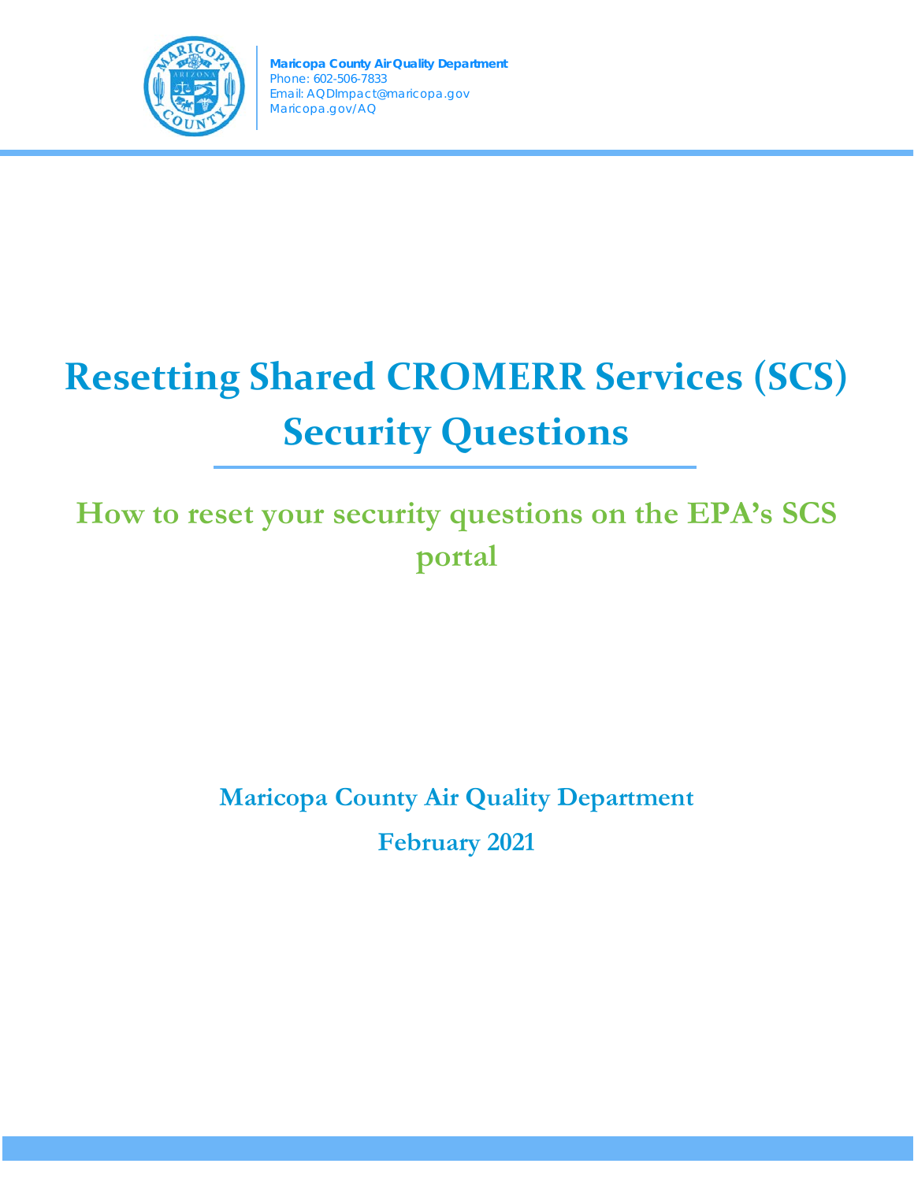**Maricopa County Air Quality Department**
Phone: 602-506-7833
Email: AQDImpact@maricopa.gov
Maricopa.gov/AQ

# Resetting Shared CROMERR Services (SCS) Security Questions

## How to reset your security questions on the EPA's SCS portal

**Maricopa County Air Quality Department**

**February 2021**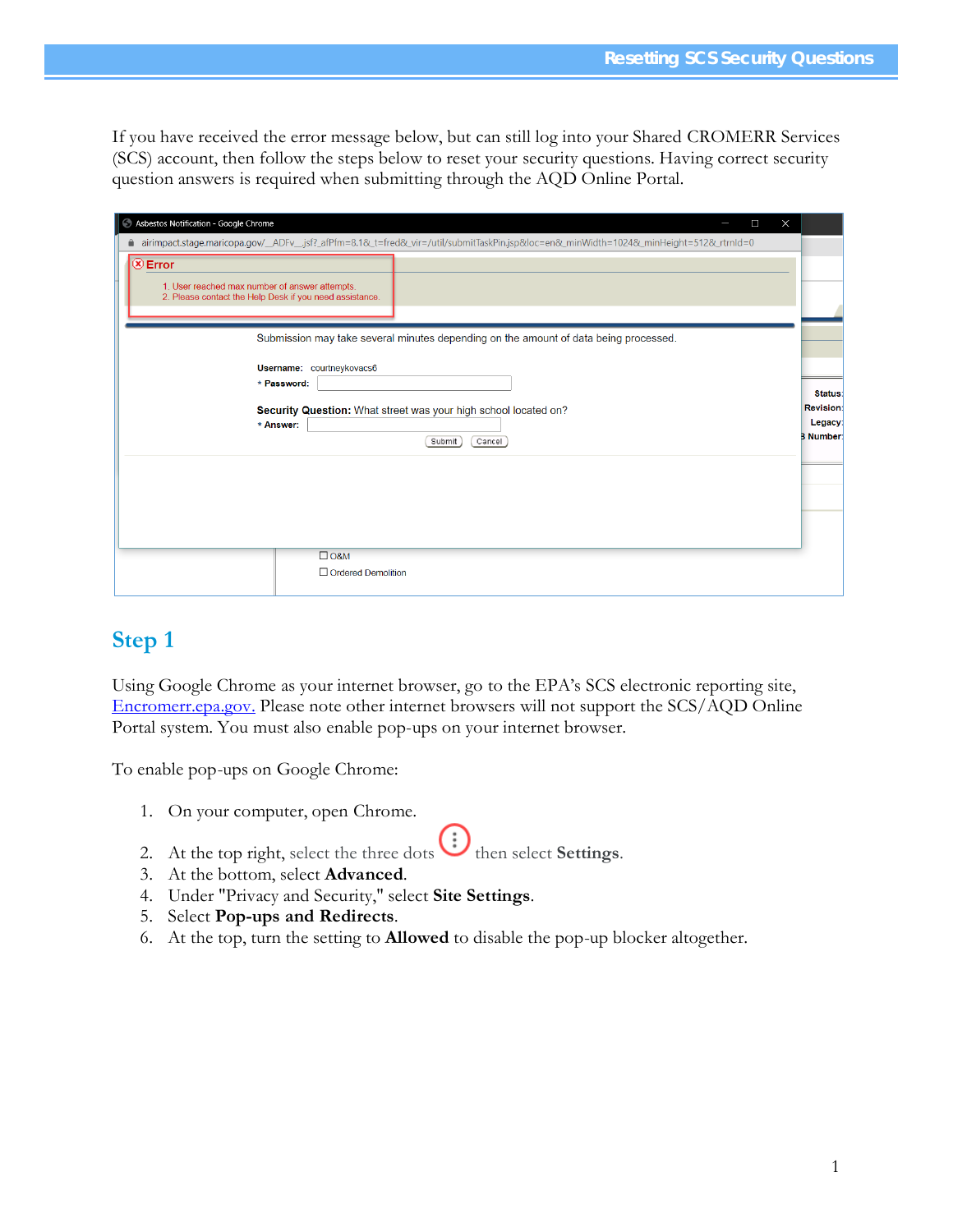If you have received the error message below, but can still log into your Shared CROMERR Services (SCS) account, then follow the steps below to reset your security questions. Having correct security question answers is required when submitting through the AQD Online Portal.

## Step 1

Using Google Chrome as your internet browser, go to the EPA's SCS electronic reporting site, Encromerr.epa.gov. Please note other internet browsers will not support the SCS/AQD Online Portal system. You must also enable pop-ups on your internet browser.

To enable pop-ups on Google Chrome:

1. On your computer, open Chrome.
2. At the top right, select the three dots then select **Settings**.
3. At the bottom, select **Advanced**.
4. Under "Privacy and Security," select **Site Settings**.
5. Select **Pop-ups and Redirects**.
6. At the top, turn the setting to **Allowed** to disable the pop-up blocker altogether.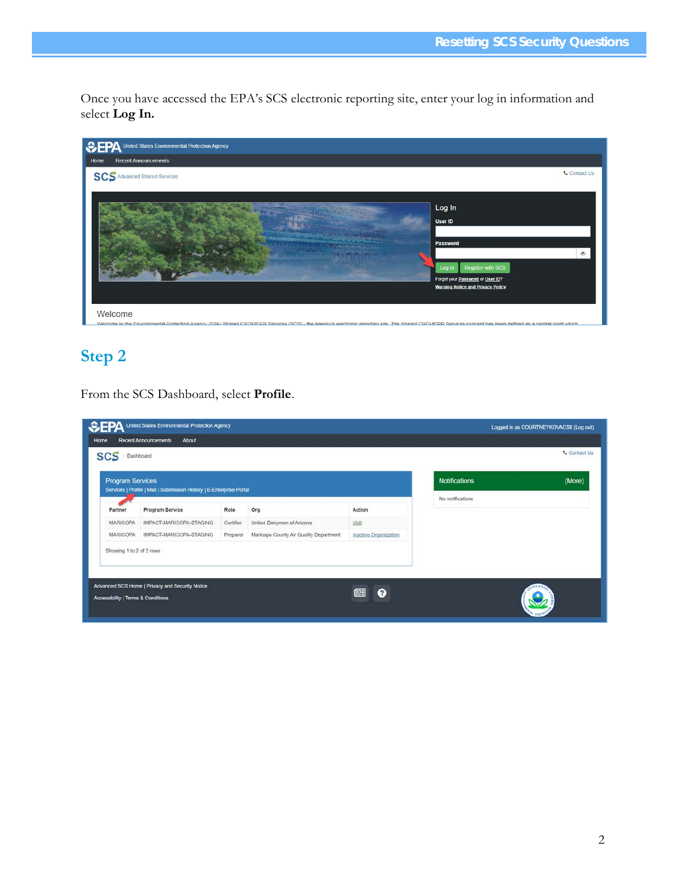Once you have accessed the EPA's SCS electronic reporting site, enter your log in information and select **Log In.**

## Step 2

From the SCS Dashboard, select **Profile**.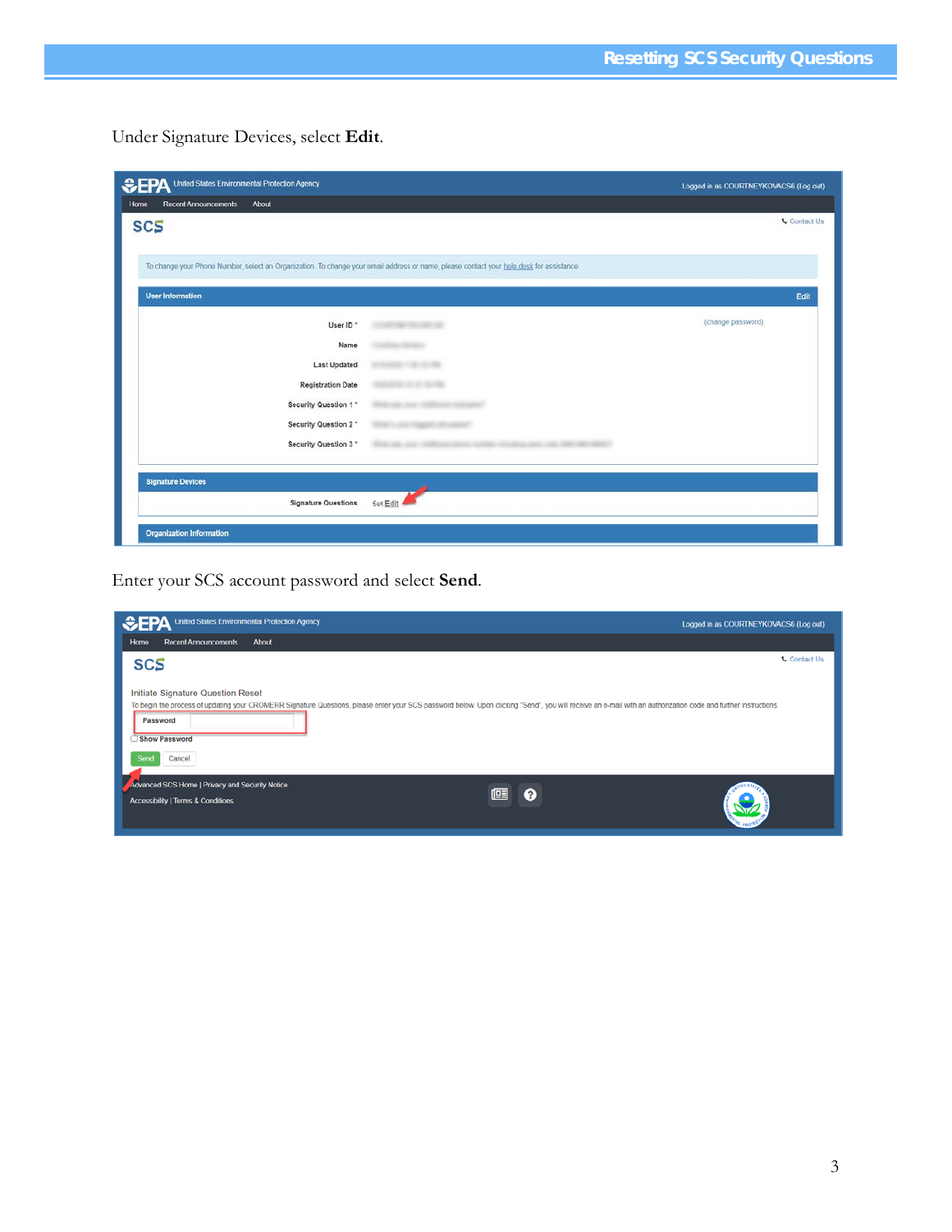Under Signature Devices, select **Edit**.

Enter your SCS account password and select **Send**.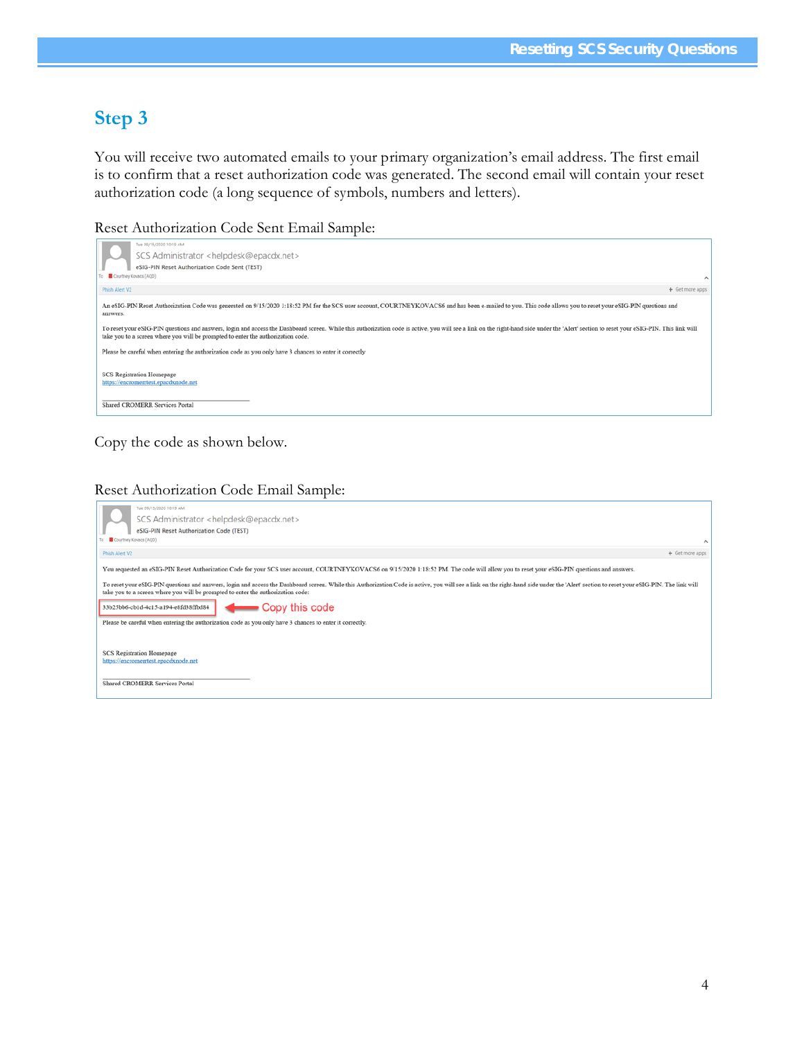## Step 3

You will receive two automated emails to your primary organization's email address. The first email is to confirm that a reset authorization code was generated. The second email will contain your reset authorization code (a long sequence of symbols, numbers and letters).

Reset Authorization Code Sent Email Sample:

> Tue 09/15/2020 10:19 AM
>
> SCS Administrator <helpdesk@epacdx.net>
>
> eSIG-PIN Reset Authorization Code Sent (TEST)
>
> To Courtney Kovacs (ACD)
>
> Phish Alert V2 | Get more apps
>
> An eSIG-PIN Reset Authorization Code was generated on 9/15/2020 1:18:52 PM for the SCS user account, COURTNEYKOVACS6 and has been e-mailed to you. This code allows you to reset your eSIG-PIN questions and answers.
>
> To reset your eSIG-PIN questions and answers, login and access the Dashboard screen. While this authorization code is active, you will see a link on the right-hand side under the 'Alert' section to reset your eSIG-PIN. This link will take you to a screen where you will be prompted to enter the authorization code.
>
> Please be careful when entering the authorization code as you only have 3 chances to enter it correctly
>
> SCS Registration Homepage
> https://encromerrtest.epacdxnode.net
>
> Shared CROMERR Services Portal

Copy the code as shown below.

Reset Authorization Code Email Sample:

> Tue 09/15/2020 10:19 AM
>
> SCS Administrator <helpdesk@epacdx.net>
>
> eSIG-PIN Reset Authorization Code (TEST)
>
> To Courtney Kovacs (ACD)
>
> Phish Alert V2 | Get more apps
>
> You requested an eSIG-PIN Reset Authorization Code for your SCS user account, COURTNEYKOVACS6 on 9/15/2020 1:18:52 PM. The code will allow you to reset your eSIG-PIN questions and answers.
>
> To reset your eSIG-PIN questions and answers, login and access the Dashboard screen. While this Authorization Code is active, you will see a link on the right-hand side under the 'Alert' section to reset your eSIG-PIN. The link will take you to a screen where you will be prompted to enter the authorization code:
>
> 33b23bb6-cb1d-4c15-a194-e8fd38ffbd84 ← Copy this code
>
> Please be careful when entering the authorization code as you only have 3 chances to enter it correctly.
>
> SCS Registration Homepage
> https://encromerrtest.epacdxnode.net
>
> Shared CROMERR Services Portal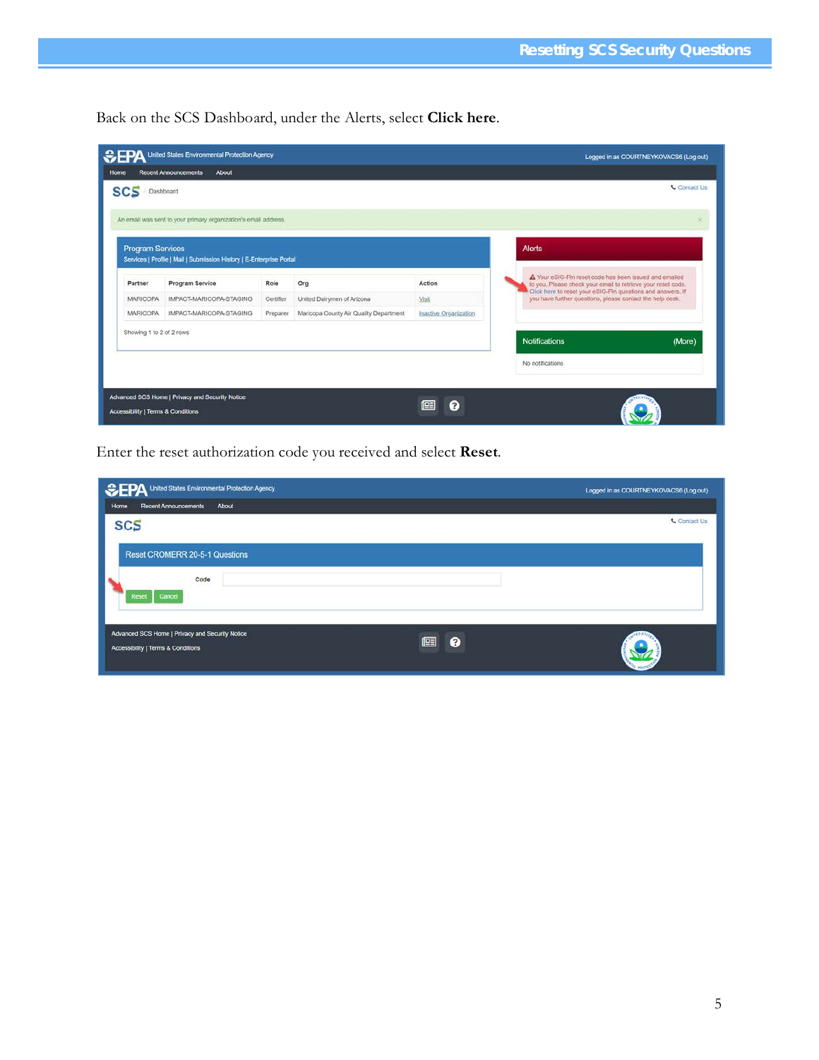Back on the SCS Dashboard, under the Alerts, select **Click here**.

Enter the reset authorization code you received and select **Reset**.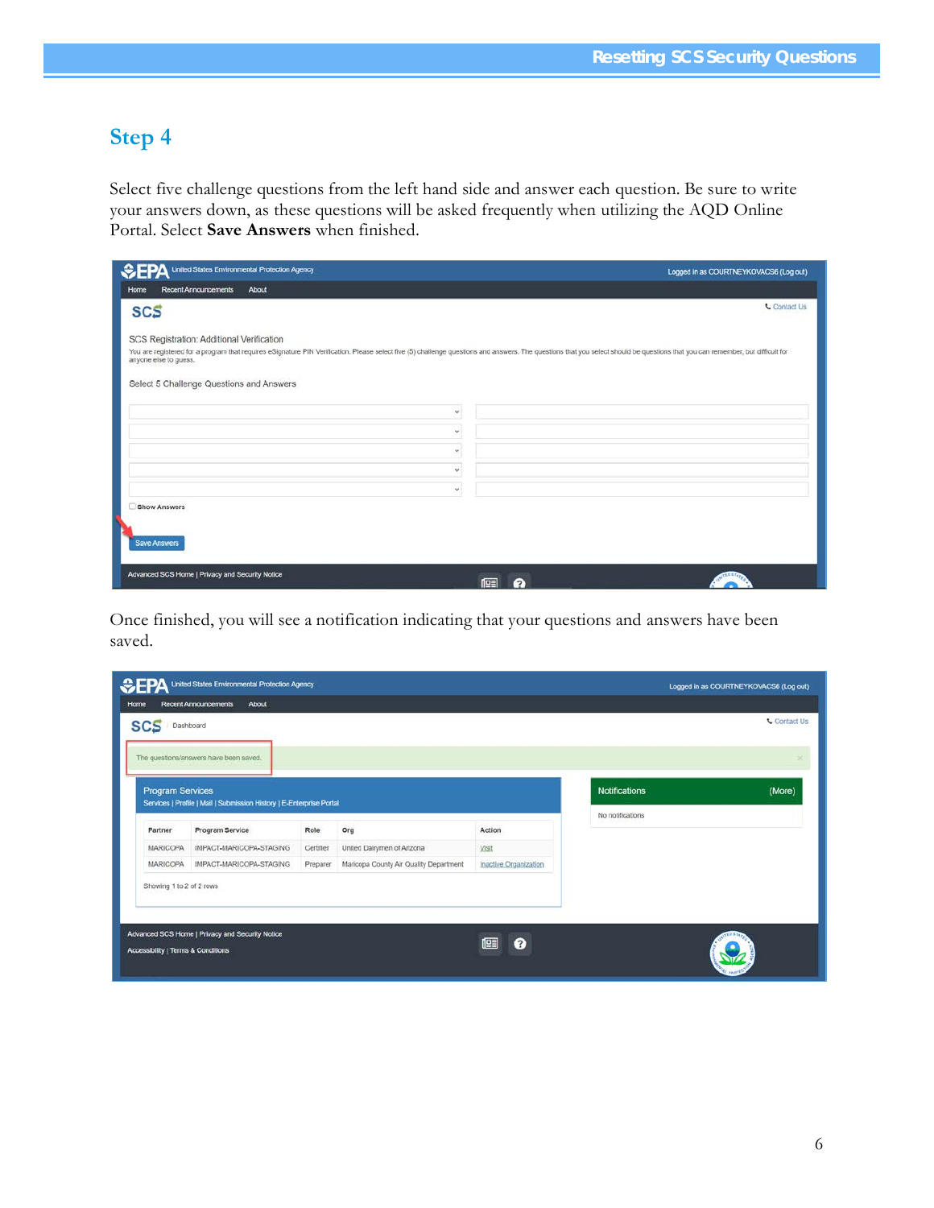## Step 4

Select five challenge questions from the left hand side and answer each question. Be sure to write your answers down, as these questions will be asked frequently when utilizing the AQD Online Portal. Select **Save Answers** when finished.

Once finished, you will see a notification indicating that your questions and answers have been saved.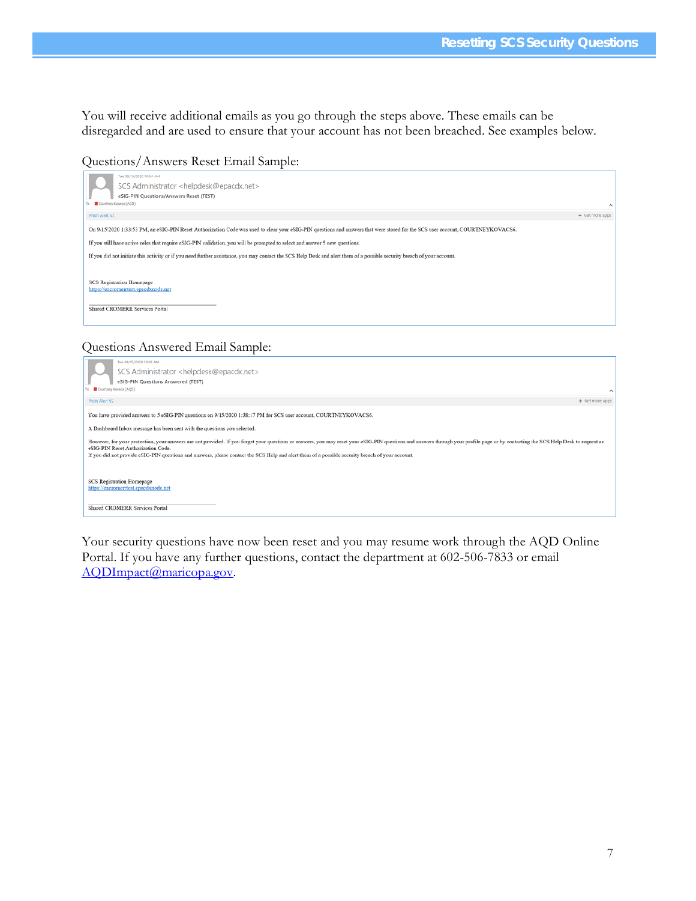You will receive additional emails as you go through the steps above. These emails can be disregarded and are used to ensure that your account has not been breached. See examples below.

Questions/Answers Reset Email Sample:

Tue 09/15/2020 10:04 AM

SCS Administrator <helpdesk@epacdx.net>

eSIG-PIN Questions/Answers Reset (TEST)

To Courtney Kovacs (AQD)

Phish Alert V2

On 9/15/2020 1:33:53 PM, an eSIG-PIN Reset Authorization Code was used to clear your eSIG-PIN questions and answers that were stored for the SCS user account, COURTNEYKOVACS6.

If you still have active roles that require eSIG-PIN validation, you will be prompted to select and answer 5 new questions.

If you did not initiate this activity or if you need further assistance, you may contact the SCS Help Desk and alert them of a possible security breach of your account.

SCS Registration Homepage
https://encromerrtest.epacdxnode.net

Shared CROMERR Services Portal

Questions Answered Email Sample:

Tue 09/15/2020 10:08 AM

SCS Administrator <helpdesk@epacdx.net>

eSIG-PIN Questions Answered (TEST)

To Courtney Kovacs (AQD)

Phish Alert V2

You have provided answers to 5 eSIG-PIN questions on 9/15/2020 1:38:17 PM for SCS user account, COURTNEYKOVACS6.

A Dashboard Inbox message has been sent with the questions you selected.

However, for your protection, your answers are not provided. If you forget your questions or answers, you may reset your eSIG-PIN questions and answers through your profile page or by contacting the SCS Help Desk to request an eSIG-PIN Reset Authorization Code.
If you did not provide eSIG-PIN questions and answers, please contact the SCS Help and alert them of a possible security breach of your account.

SCS Registration Homepage
https://encromerrtest.epacdxnode.net

Shared CROMERR Services Portal

Your security questions have now been reset and you may resume work through the AQD Online Portal. If you have any further questions, contact the department at 602-506-7833 or email AQDImpact@maricopa.gov.